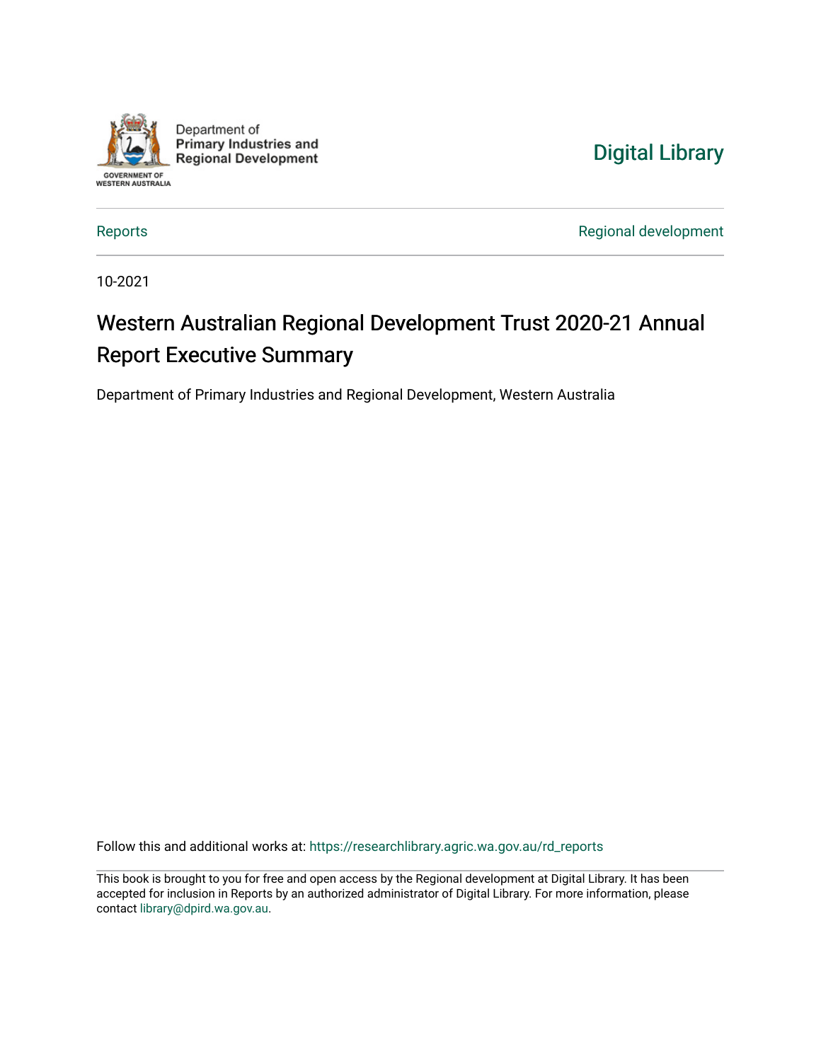Department of
**Primary Industries and Regional Development**

GOVERNMENT OF WESTERN AUSTRALIA

Digital Library

Reports

Regional development

10-2021

# Western Australian Regional Development Trust 2020-21 Annual Report Executive Summary

Department of Primary Industries and Regional Development, Western Australia

Follow this and additional works at: https://researchlibrary.agric.wa.gov.au/rd_reports

This book is brought to you for free and open access by the Regional development at Digital Library. It has been accepted for inclusion in Reports by an authorized administrator of Digital Library. For more information, please contact library@dpird.wa.gov.au.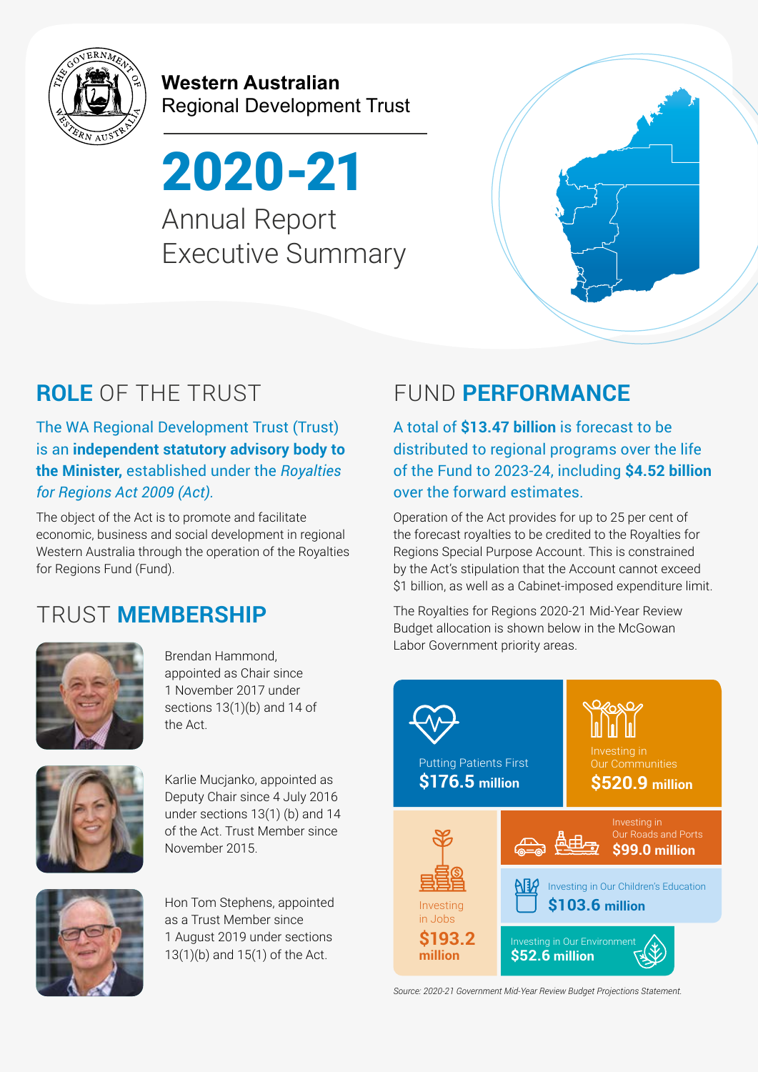# Western Australian Regional Development Trust

# 2020-21

## Annual Report Executive Summary

## ROLE OF THE TRUST

The WA Regional Development Trust (Trust) is an **independent statutory advisory body to the Minister,** established under the *Royalties for Regions Act 2009 (Act).*

The object of the Act is to promote and facilitate economic, business and social development in regional Western Australia through the operation of the Royalties for Regions Fund (Fund).

## TRUST MEMBERSHIP

Brendan Hammond, appointed as Chair since 1 November 2017 under sections 13(1)(b) and 14 of the Act.

Karlie Mucjanko, appointed as Deputy Chair since 4 July 2016 under sections 13(1) (b) and 14 of the Act. Trust Member since November 2015.

Hon Tom Stephens, appointed as a Trust Member since 1 August 2019 under sections 13(1)(b) and 15(1) of the Act.

## FUND PERFORMANCE

A total of **$13.47 billion** is forecast to be distributed to regional programs over the life of the Fund to 2023-24, including **$4.52 billion** over the forward estimates.

Operation of the Act provides for up to 25 per cent of the forecast royalties to be credited to the Royalties for Regions Special Purpose Account. This is constrained by the Act's stipulation that the Account cannot exceed $1 billion, as well as a Cabinet-imposed expenditure limit.

The Royalties for Regions 2020-21 Mid-Year Review Budget allocation is shown below in the McGowan Labor Government priority areas.

| Priority area | Allocation |
|---|---|
| Putting Patients First | $176.5 million |
| Investing in Our Communities | $520.9 million |
| Investing in Our Roads and Ports | $99.0 million |
| Investing in Jobs | $193.2 million |
| Investing in Our Children's Education | $103.6 million |
| Investing in Our Environment | $52.6 million |

*Source: 2020-21 Government Mid-Year Review Budget Projections Statement.*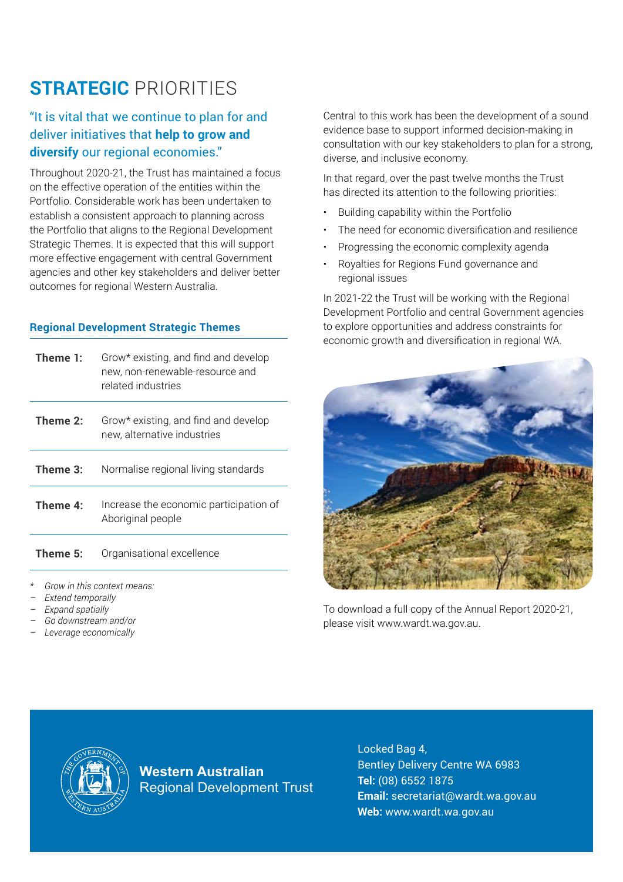# **STRATEGIC** PRIORITIES

"It is vital that we continue to plan for and deliver initiatives that **help to grow and diversify** our regional economies."

Throughout 2020-21, the Trust has maintained a focus on the effective operation of the entities within the Portfolio. Considerable work has been undertaken to establish a consistent approach to planning across the Portfolio that aligns to the Regional Development Strategic Themes. It is expected that this will support more effective engagement with central Government agencies and other key stakeholders and deliver better outcomes for regional Western Australia.

### Regional Development Strategic Themes

| | |
|---|---|
| **Theme 1:** | Grow* existing, and find and develop new, non-renewable-resource and related industries |
| **Theme 2:** | Grow* existing, and find and develop new, alternative industries |
| **Theme 3:** | Normalise regional living standards |
| **Theme 4:** | Increase the economic participation of Aboriginal people |
| **Theme 5:** | Organisational excellence |

\* *Grow in this context means:*
- *Extend temporally*
- *Expand spatially*
- *Go downstream and/or*
- *Leverage economically*

Central to this work has been the development of a sound evidence base to support informed decision-making in consultation with our key stakeholders to plan for a strong, diverse, and inclusive economy.

In that regard, over the past twelve months the Trust has directed its attention to the following priorities:

- Building capability within the Portfolio
- The need for economic diversification and resilience
- Progressing the economic complexity agenda
- Royalties for Regions Fund governance and regional issues

In 2021-22 the Trust will be working with the Regional Development Portfolio and central Government agencies to explore opportunities and address constraints for economic growth and diversification in regional WA.

To download a full copy of the Annual Report 2020-21, please visit www.wardt.wa.gov.au.

**Western Australian**
Regional Development Trust

Locked Bag 4,
Bentley Delivery Centre WA 6983
**Tel:** (08) 6552 1875
**Email:** secretariat@wardt.wa.gov.au
**Web:** www.wardt.wa.gov.au